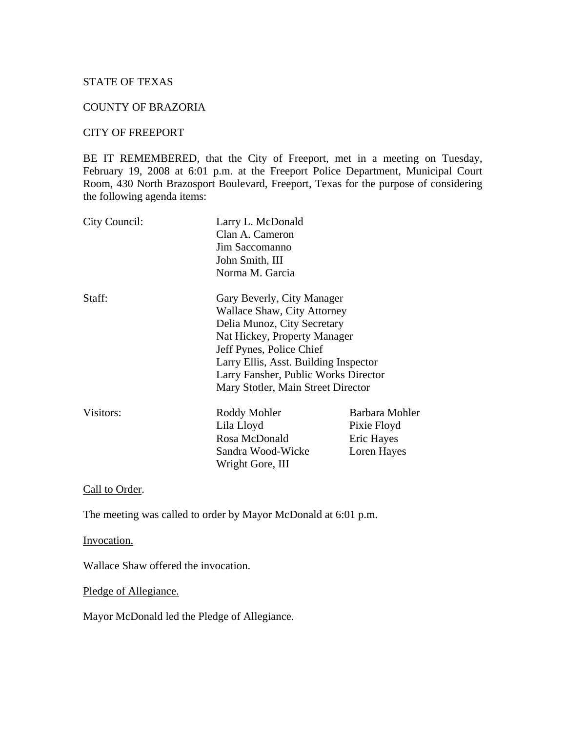STATE OF TEXAS

COUNTY OF BRAZORIA

CITY OF FREEPORT

BE IT REMEMBERED, that the City of Freeport, met in a meeting on Tuesday, February 19, 2008 at 6:01 p.m. at the Freeport Police Department, Municipal Court Room, 430 North Brazosport Boulevard, Freeport, Texas for the purpose of considering the following agenda items:

| | | |
|---|---|---|
| City Council: | Larry L. McDonald | |
| | Clan A. Cameron | |
| | Jim Saccomanno | |
| | John Smith, III | |
| | Norma M. Garcia | |
| Staff: | Gary Beverly, City Manager | |
| | Wallace Shaw, City Attorney | |
| | Delia Munoz, City Secretary | |
| | Nat Hickey, Property Manager | |
| | Jeff Pynes, Police Chief | |
| | Larry Ellis, Asst. Building Inspector | |
| | Larry Fansher, Public Works Director | |
| | Mary Stotler, Main Street Director | |
| Visitors: | Roddy Mohler | Barbara Mohler |
| | Lila Lloyd | Pixie Floyd |
| | Rosa McDonald | Eric Hayes |
| | Sandra Wood-Wicke | Loren Hayes |
| | Wright Gore, III | |

Call to Order.

The meeting was called to order by Mayor McDonald at 6:01 p.m.

Invocation.

Wallace Shaw offered the invocation.

Pledge of Allegiance.

Mayor McDonald led the Pledge of Allegiance.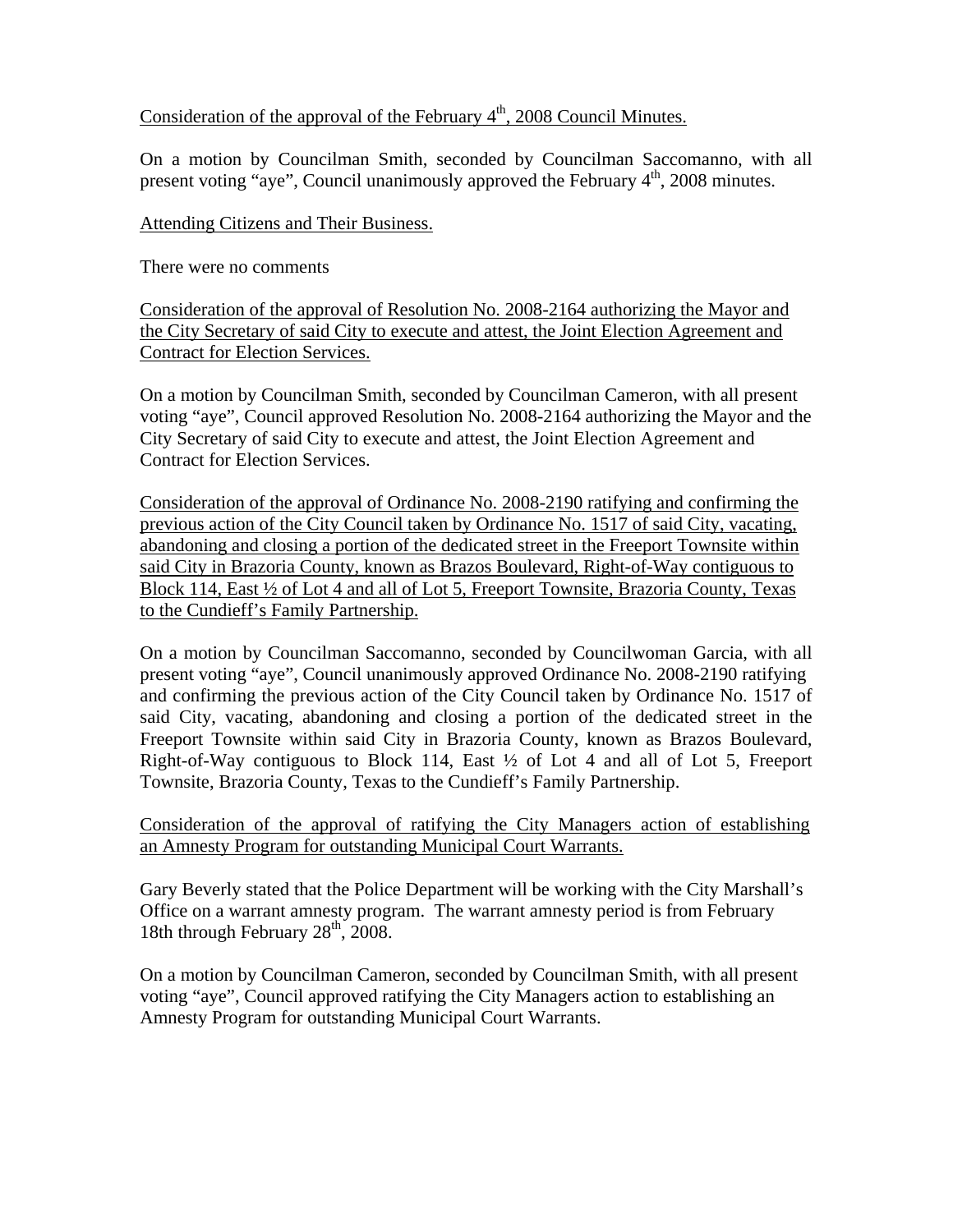Consideration of the approval of the February 4th, 2008 Council Minutes.

On a motion by Councilman Smith, seconded by Councilman Saccomanno, with all present voting "aye", Council unanimously approved the February 4th, 2008 minutes.

Attending Citizens and Their Business.

There were no comments

Consideration of the approval of Resolution No. 2008-2164 authorizing the Mayor and the City Secretary of said City to execute and attest, the Joint Election Agreement and Contract for Election Services.

On a motion by Councilman Smith, seconded by Councilman Cameron, with all present voting "aye", Council approved Resolution No. 2008-2164 authorizing the Mayor and the City Secretary of said City to execute and attest, the Joint Election Agreement and Contract for Election Services.

Consideration of the approval of Ordinance No. 2008-2190 ratifying and confirming the previous action of the City Council taken by Ordinance No. 1517 of said City, vacating, abandoning and closing a portion of the dedicated street in the Freeport Townsite within said City in Brazoria County, known as Brazos Boulevard, Right-of-Way contiguous to Block 114, East ½ of Lot 4 and all of Lot 5, Freeport Townsite, Brazoria County, Texas to the Cundieff's Family Partnership.

On a motion by Councilman Saccomanno, seconded by Councilwoman Garcia, with all present voting "aye", Council unanimously approved Ordinance No. 2008-2190 ratifying and confirming the previous action of the City Council taken by Ordinance No. 1517 of said City, vacating, abandoning and closing a portion of the dedicated street in the Freeport Townsite within said City in Brazoria County, known as Brazos Boulevard, Right-of-Way contiguous to Block 114, East ½ of Lot 4 and all of Lot 5, Freeport Townsite, Brazoria County, Texas to the Cundieff's Family Partnership.

Consideration of the approval of ratifying the City Managers action of establishing an Amnesty Program for outstanding Municipal Court Warrants.

Gary Beverly stated that the Police Department will be working with the City Marshall's Office on a warrant amnesty program. The warrant amnesty period is from February 18th through February 28th, 2008.

On a motion by Councilman Cameron, seconded by Councilman Smith, with all present voting "aye", Council approved ratifying the City Managers action to establishing an Amnesty Program for outstanding Municipal Court Warrants.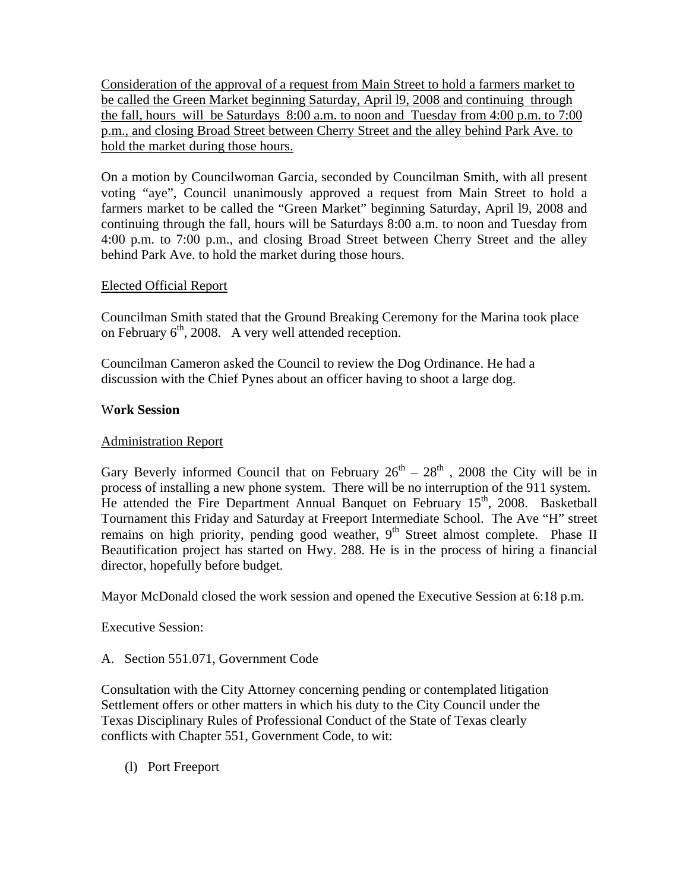<u>Consideration of the approval of a request from Main Street to hold a farmers market to be called the Green Market beginning Saturday, April l9, 2008 and continuing through the fall, hours will be Saturdays 8:00 a.m. to noon and Tuesday from 4:00 p.m. to 7:00 p.m., and closing Broad Street between Cherry Street and the alley behind Park Ave. to hold the market during those hours.</u>

On a motion by Councilwoman Garcia, seconded by Councilman Smith, with all present voting "aye", Council unanimously approved a request from Main Street to hold a farmers market to be called the "Green Market" beginning Saturday, April l9, 2008 and continuing through the fall, hours will be Saturdays 8:00 a.m. to noon and Tuesday from 4:00 p.m. to 7:00 p.m., and closing Broad Street between Cherry Street and the alley behind Park Ave. to hold the market during those hours.

<u>Elected Official Report</u>

Councilman Smith stated that the Ground Breaking Ceremony for the Marina took place on February 6th, 2008. A very well attended reception.

Councilman Cameron asked the Council to review the Dog Ordinance. He had a discussion with the Chief Pynes about an officer having to shoot a large dog.

**Work Session**

<u>Administration Report</u>

Gary Beverly informed Council that on February 26th – 28th, 2008 the City will be in process of installing a new phone system. There will be no interruption of the 911 system. He attended the Fire Department Annual Banquet on February 15th, 2008. Basketball Tournament this Friday and Saturday at Freeport Intermediate School. The Ave "H" street remains on high priority, pending good weather, 9th Street almost complete. Phase II Beautification project has started on Hwy. 288. He is in the process of hiring a financial director, hopefully before budget.

Mayor McDonald closed the work session and opened the Executive Session at 6:18 p.m.

Executive Session:

A. Section 551.071, Government Code

Consultation with the City Attorney concerning pending or contemplated litigation Settlement offers or other matters in which his duty to the City Council under the Texas Disciplinary Rules of Professional Conduct of the State of Texas clearly conflicts with Chapter 551, Government Code, to wit:

(l) Port Freeport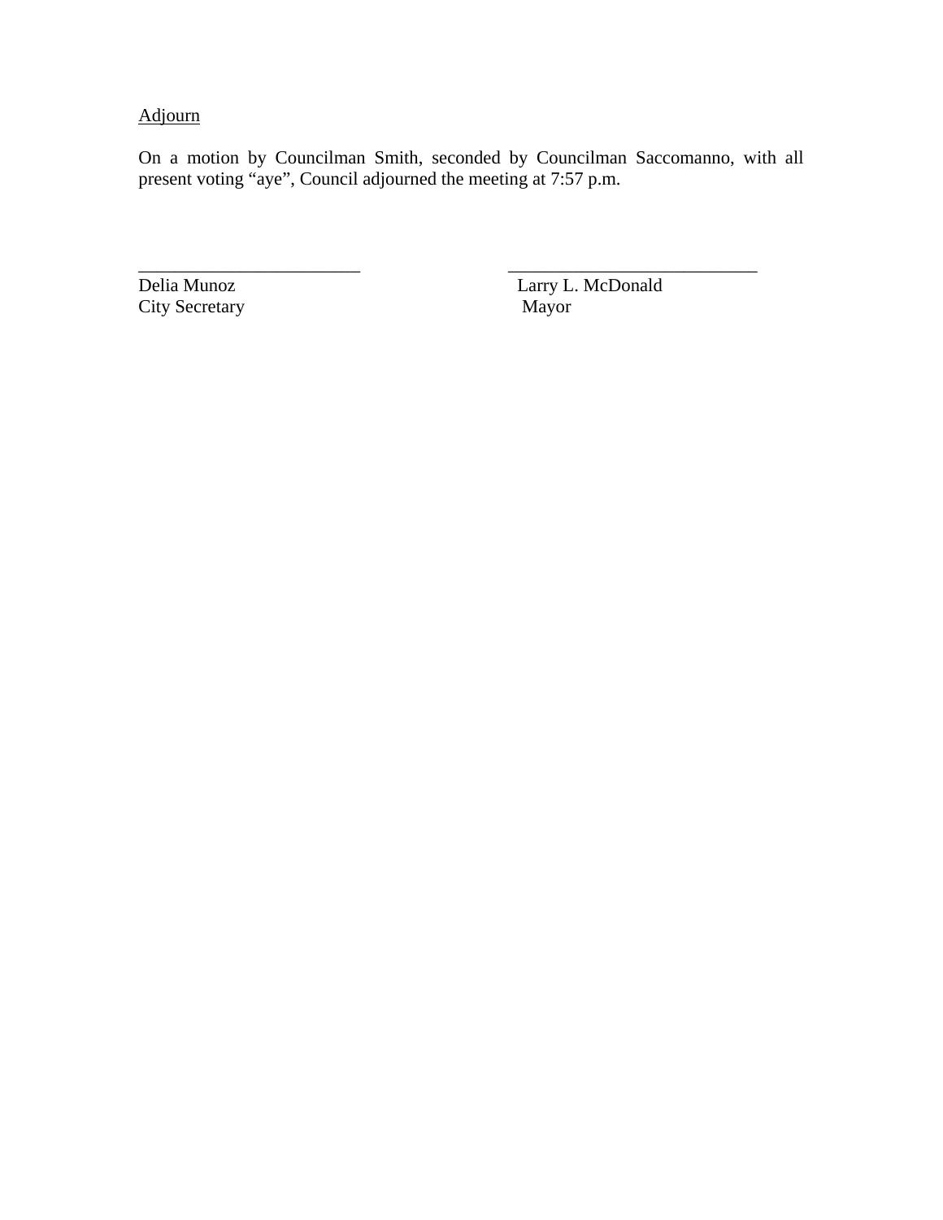Adjourn

On a motion by Councilman Smith, seconded by Councilman Saccomanno, with all present voting "aye", Council adjourned the meeting at 7:57 p.m.

| | |
|---|---|
| ________________________ | ___________________________ |
| Delia Munoz | Larry L. McDonald |
| City Secretary | Mayor |